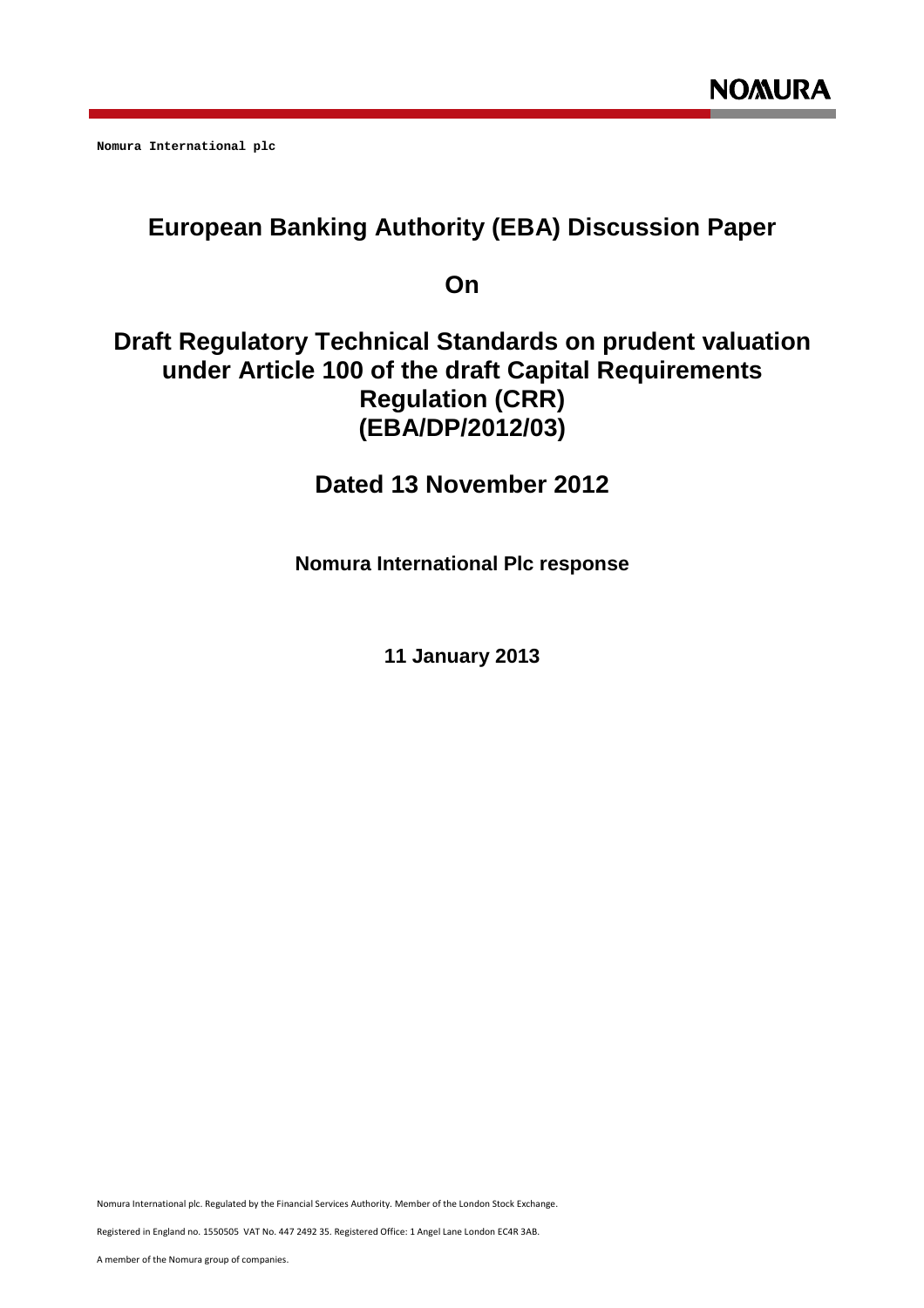Nomura International plc

# European Banking Authority (EBA) Discussion Paper

## On

# Draft Regulatory Technical Standards on prudent valuation under Article 100 of the draft Capital Requirements Regulation (CRR) (EBA/DP/2012/03)

## Dated 13 November 2012

**Nomura International Plc response**

**11 January 2013**

Nomura International plc. Regulated by the Financial Services Authority. Member of the London Stock Exchange.

Registered in England no. 1550505 VAT No. 447 2492 35. Registered Office: 1 Angel Lane London EC4R 3AB.

A member of the Nomura group of companies.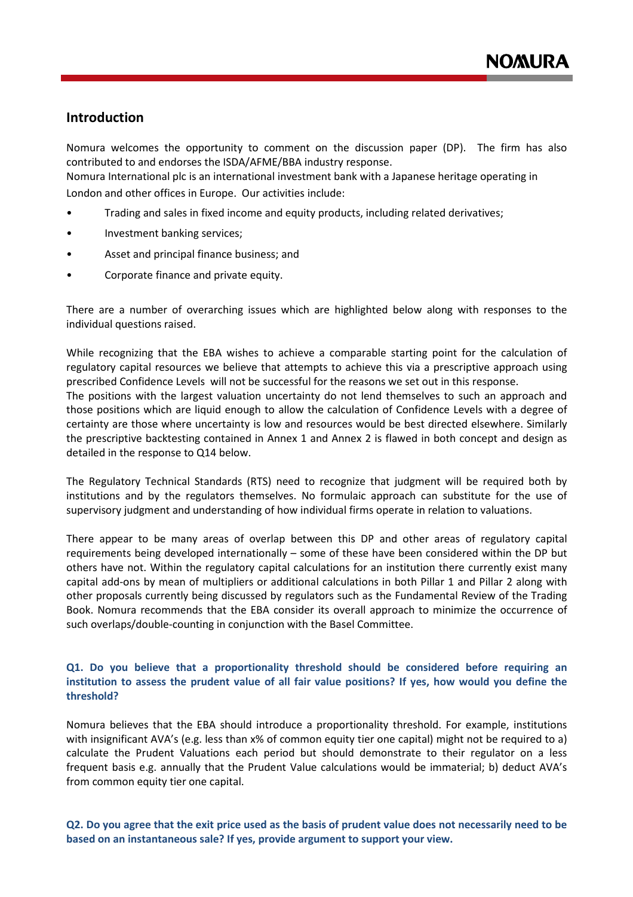## Introduction

Nomura welcomes the opportunity to comment on the discussion paper (DP). The firm has also contributed to and endorses the ISDA/AFME/BBA industry response.
Nomura International plc is an international investment bank with a Japanese heritage operating in London and other offices in Europe. Our activities include:

- Trading and sales in fixed income and equity products, including related derivatives;
- Investment banking services;
- Asset and principal finance business; and
- Corporate finance and private equity.

There are a number of overarching issues which are highlighted below along with responses to the individual questions raised.

While recognizing that the EBA wishes to achieve a comparable starting point for the calculation of regulatory capital resources we believe that attempts to achieve this via a prescriptive approach using prescribed Confidence Levels will not be successful for the reasons we set out in this response.
The positions with the largest valuation uncertainty do not lend themselves to such an approach and those positions which are liquid enough to allow the calculation of Confidence Levels with a degree of certainty are those where uncertainty is low and resources would be best directed elsewhere. Similarly the prescriptive backtesting contained in Annex 1 and Annex 2 is flawed in both concept and design as detailed in the response to Q14 below.

The Regulatory Technical Standards (RTS) need to recognize that judgment will be required both by institutions and by the regulators themselves. No formulaic approach can substitute for the use of supervisory judgment and understanding of how individual firms operate in relation to valuations.

There appear to be many areas of overlap between this DP and other areas of regulatory capital requirements being developed internationally – some of these have been considered within the DP but others have not. Within the regulatory capital calculations for an institution there currently exist many capital add-ons by mean of multipliers or additional calculations in both Pillar 1 and Pillar 2 along with other proposals currently being discussed by regulators such as the Fundamental Review of the Trading Book. Nomura recommends that the EBA consider its overall approach to minimize the occurrence of such overlaps/double-counting in conjunction with the Basel Committee.

**Q1. Do you believe that a proportionality threshold should be considered before requiring an institution to assess the prudent value of all fair value positions? If yes, how would you define the threshold?**

Nomura believes that the EBA should introduce a proportionality threshold. For example, institutions with insignificant AVA's (e.g. less than x% of common equity tier one capital) might not be required to a) calculate the Prudent Valuations each period but should demonstrate to their regulator on a less frequent basis e.g. annually that the Prudent Value calculations would be immaterial; b) deduct AVA's from common equity tier one capital.

**Q2. Do you agree that the exit price used as the basis of prudent value does not necessarily need to be based on an instantaneous sale? If yes, provide argument to support your view.**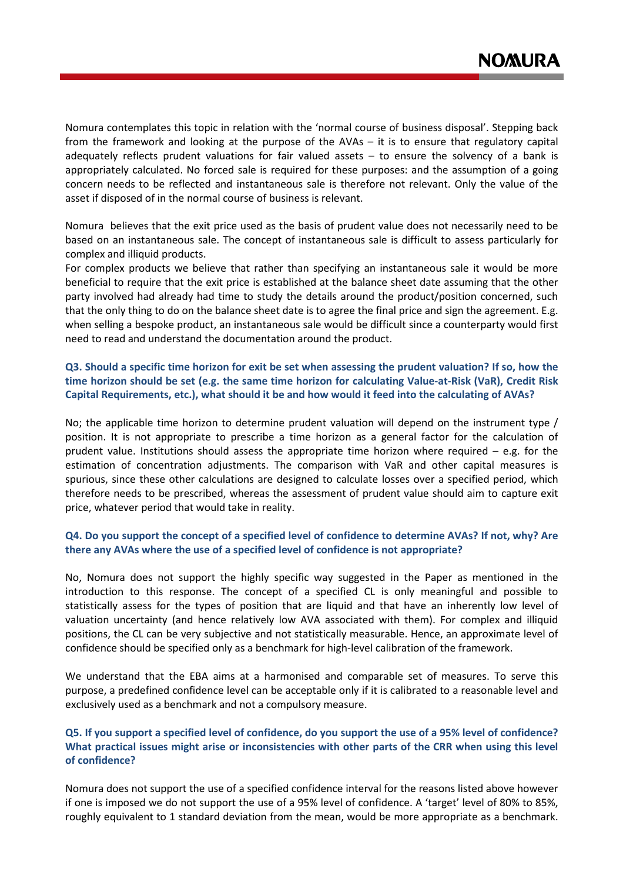Nomura contemplates this topic in relation with the 'normal course of business disposal'. Stepping back from the framework and looking at the purpose of the AVAs – it is to ensure that regulatory capital adequately reflects prudent valuations for fair valued assets – to ensure the solvency of a bank is appropriately calculated. No forced sale is required for these purposes: and the assumption of a going concern needs to be reflected and instantaneous sale is therefore not relevant. Only the value of the asset if disposed of in the normal course of business is relevant.

Nomura believes that the exit price used as the basis of prudent value does not necessarily need to be based on an instantaneous sale. The concept of instantaneous sale is difficult to assess particularly for complex and illiquid products.

For complex products we believe that rather than specifying an instantaneous sale it would be more beneficial to require that the exit price is established at the balance sheet date assuming that the other party involved had already had time to study the details around the product/position concerned, such that the only thing to do on the balance sheet date is to agree the final price and sign the agreement. E.g. when selling a bespoke product, an instantaneous sale would be difficult since a counterparty would first need to read and understand the documentation around the product.

**Q3. Should a specific time horizon for exit be set when assessing the prudent valuation? If so, how the time horizon should be set (e.g. the same time horizon for calculating Value-at-Risk (VaR), Credit Risk Capital Requirements, etc.), what should it be and how would it feed into the calculating of AVAs?**

No; the applicable time horizon to determine prudent valuation will depend on the instrument type / position. It is not appropriate to prescribe a time horizon as a general factor for the calculation of prudent value. Institutions should assess the appropriate time horizon where required – e.g. for the estimation of concentration adjustments. The comparison with VaR and other capital measures is spurious, since these other calculations are designed to calculate losses over a specified period, which therefore needs to be prescribed, whereas the assessment of prudent value should aim to capture exit price, whatever period that would take in reality.

**Q4. Do you support the concept of a specified level of confidence to determine AVAs? If not, why? Are there any AVAs where the use of a specified level of confidence is not appropriate?**

No, Nomura does not support the highly specific way suggested in the Paper as mentioned in the introduction to this response. The concept of a specified CL is only meaningful and possible to statistically assess for the types of position that are liquid and that have an inherently low level of valuation uncertainty (and hence relatively low AVA associated with them). For complex and illiquid positions, the CL can be very subjective and not statistically measurable. Hence, an approximate level of confidence should be specified only as a benchmark for high-level calibration of the framework.

We understand that the EBA aims at a harmonised and comparable set of measures. To serve this purpose, a predefined confidence level can be acceptable only if it is calibrated to a reasonable level and exclusively used as a benchmark and not a compulsory measure.

**Q5. If you support a specified level of confidence, do you support the use of a 95% level of confidence? What practical issues might arise or inconsistencies with other parts of the CRR when using this level of confidence?**

Nomura does not support the use of a specified confidence interval for the reasons listed above however if one is imposed we do not support the use of a 95% level of confidence. A 'target' level of 80% to 85%, roughly equivalent to 1 standard deviation from the mean, would be more appropriate as a benchmark.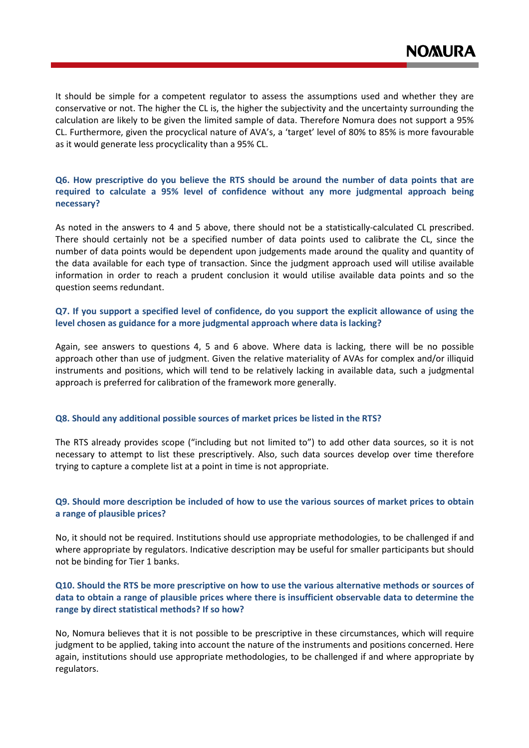It should be simple for a competent regulator to assess the assumptions used and whether they are conservative or not. The higher the CL is, the higher the subjectivity and the uncertainty surrounding the calculation are likely to be given the limited sample of data. Therefore Nomura does not support a 95% CL. Furthermore, given the procyclical nature of AVA's, a 'target' level of 80% to 85% is more favourable as it would generate less procyclicality than a 95% CL.

**Q6. How prescriptive do you believe the RTS should be around the number of data points that are required to calculate a 95% level of confidence without any more judgmental approach being necessary?**

As noted in the answers to 4 and 5 above, there should not be a statistically-calculated CL prescribed. There should certainly not be a specified number of data points used to calibrate the CL, since the number of data points would be dependent upon judgements made around the quality and quantity of the data available for each type of transaction. Since the judgment approach used will utilise available information in order to reach a prudent conclusion it would utilise available data points and so the question seems redundant.

**Q7. If you support a specified level of confidence, do you support the explicit allowance of using the level chosen as guidance for a more judgmental approach where data is lacking?**

Again, see answers to questions 4, 5 and 6 above. Where data is lacking, there will be no possible approach other than use of judgment. Given the relative materiality of AVAs for complex and/or illiquid instruments and positions, which will tend to be relatively lacking in available data, such a judgmental approach is preferred for calibration of the framework more generally.

**Q8. Should any additional possible sources of market prices be listed in the RTS?**

The RTS already provides scope ("including but not limited to") to add other data sources, so it is not necessary to attempt to list these prescriptively. Also, such data sources develop over time therefore trying to capture a complete list at a point in time is not appropriate.

**Q9. Should more description be included of how to use the various sources of market prices to obtain a range of plausible prices?**

No, it should not be required. Institutions should use appropriate methodologies, to be challenged if and where appropriate by regulators. Indicative description may be useful for smaller participants but should not be binding for Tier 1 banks.

**Q10. Should the RTS be more prescriptive on how to use the various alternative methods or sources of data to obtain a range of plausible prices where there is insufficient observable data to determine the range by direct statistical methods? If so how?**

No, Nomura believes that it is not possible to be prescriptive in these circumstances, which will require judgment to be applied, taking into account the nature of the instruments and positions concerned. Here again, institutions should use appropriate methodologies, to be challenged if and where appropriate by regulators.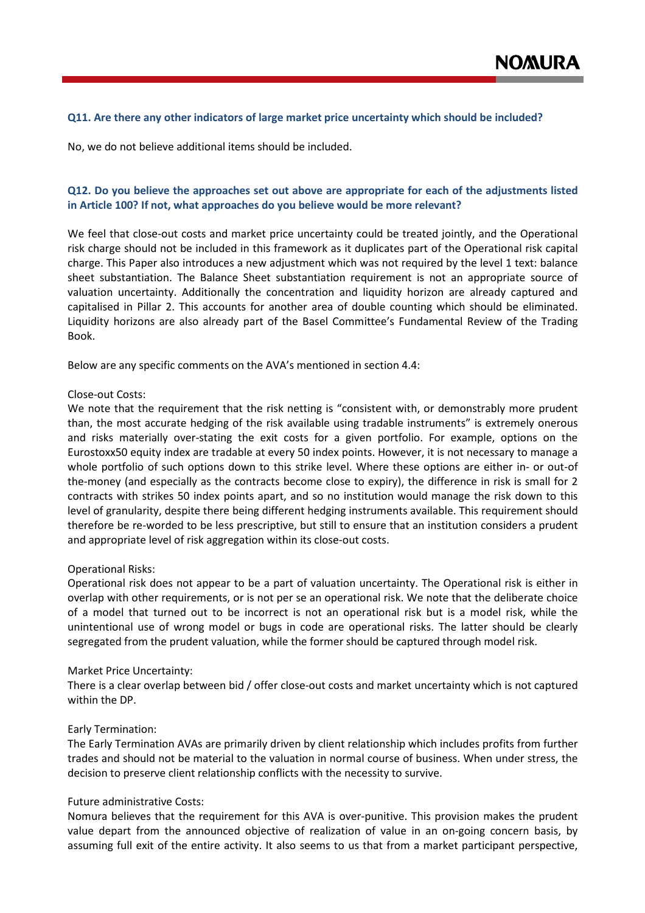**Q11. Are there any other indicators of large market price uncertainty which should be included?**

No, we do not believe additional items should be included.

**Q12. Do you believe the approaches set out above are appropriate for each of the adjustments listed in Article 100? If not, what approaches do you believe would be more relevant?**

We feel that close-out costs and market price uncertainty could be treated jointly, and the Operational risk charge should not be included in this framework as it duplicates part of the Operational risk capital charge. This Paper also introduces a new adjustment which was not required by the level 1 text: balance sheet substantiation. The Balance Sheet substantiation requirement is not an appropriate source of valuation uncertainty. Additionally the concentration and liquidity horizon are already captured and capitalised in Pillar 2. This accounts for another area of double counting which should be eliminated. Liquidity horizons are also already part of the Basel Committee's Fundamental Review of the Trading Book.

Below are any specific comments on the AVA's mentioned in section 4.4:

Close-out Costs:
We note that the requirement that the risk netting is "consistent with, or demonstrably more prudent than, the most accurate hedging of the risk available using tradable instruments" is extremely onerous and risks materially over-stating the exit costs for a given portfolio. For example, options on the Eurostoxx50 equity index are tradable at every 50 index points. However, it is not necessary to manage a whole portfolio of such options down to this strike level. Where these options are either in- or out-of the-money (and especially as the contracts become close to expiry), the difference in risk is small for 2 contracts with strikes 50 index points apart, and so no institution would manage the risk down to this level of granularity, despite there being different hedging instruments available. This requirement should therefore be re-worded to be less prescriptive, but still to ensure that an institution considers a prudent and appropriate level of risk aggregation within its close-out costs.

Operational Risks:
Operational risk does not appear to be a part of valuation uncertainty. The Operational risk is either in overlap with other requirements, or is not per se an operational risk. We note that the deliberate choice of a model that turned out to be incorrect is not an operational risk but is a model risk, while the unintentional use of wrong model or bugs in code are operational risks. The latter should be clearly segregated from the prudent valuation, while the former should be captured through model risk.

Market Price Uncertainty:
There is a clear overlap between bid / offer close-out costs and market uncertainty which is not captured within the DP.

Early Termination:
The Early Termination AVAs are primarily driven by client relationship which includes profits from further trades and should not be material to the valuation in normal course of business. When under stress, the decision to preserve client relationship conflicts with the necessity to survive.

Future administrative Costs:
Nomura believes that the requirement for this AVA is over-punitive. This provision makes the prudent value depart from the announced objective of realization of value in an on-going concern basis, by assuming full exit of the entire activity. It also seems to us that from a market participant perspective,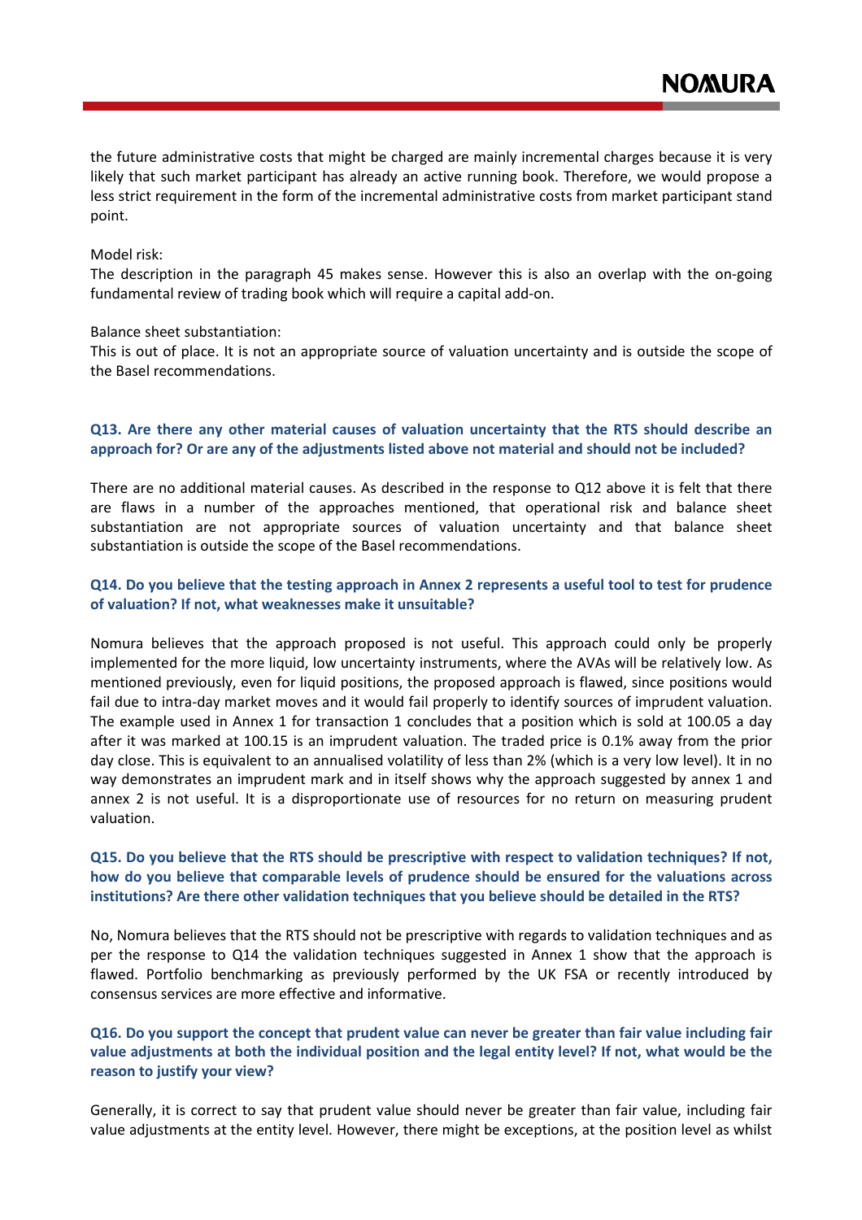the future administrative costs that might be charged are mainly incremental charges because it is very likely that such market participant has already an active running book. Therefore, we would propose a less strict requirement in the form of the incremental administrative costs from market participant stand point.

Model risk:
The description in the paragraph 45 makes sense. However this is also an overlap with the on-going fundamental review of trading book which will require a capital add-on.

Balance sheet substantiation:
This is out of place. It is not an appropriate source of valuation uncertainty and is outside the scope of the Basel recommendations.

### Q13. Are there any other material causes of valuation uncertainty that the RTS should describe an approach for? Or are any of the adjustments listed above not material and should not be included?

There are no additional material causes. As described in the response to Q12 above it is felt that there are flaws in a number of the approaches mentioned, that operational risk and balance sheet substantiation are not appropriate sources of valuation uncertainty and that balance sheet substantiation is outside the scope of the Basel recommendations.

### Q14. Do you believe that the testing approach in Annex 2 represents a useful tool to test for prudence of valuation? If not, what weaknesses make it unsuitable?

Nomura believes that the approach proposed is not useful. This approach could only be properly implemented for the more liquid, low uncertainty instruments, where the AVAs will be relatively low. As mentioned previously, even for liquid positions, the proposed approach is flawed, since positions would fail due to intra-day market moves and it would fail properly to identify sources of imprudent valuation. The example used in Annex 1 for transaction 1 concludes that a position which is sold at 100.05 a day after it was marked at 100.15 is an imprudent valuation. The traded price is 0.1% away from the prior day close. This is equivalent to an annualised volatility of less than 2% (which is a very low level). It in no way demonstrates an imprudent mark and in itself shows why the approach suggested by annex 1 and annex 2 is not useful. It is a disproportionate use of resources for no return on measuring prudent valuation.

### Q15. Do you believe that the RTS should be prescriptive with respect to validation techniques? If not, how do you believe that comparable levels of prudence should be ensured for the valuations across institutions? Are there other validation techniques that you believe should be detailed in the RTS?

No, Nomura believes that the RTS should not be prescriptive with regards to validation techniques and as per the response to Q14 the validation techniques suggested in Annex 1 show that the approach is flawed. Portfolio benchmarking as previously performed by the UK FSA or recently introduced by consensus services are more effective and informative.

### Q16. Do you support the concept that prudent value can never be greater than fair value including fair value adjustments at both the individual position and the legal entity level? If not, what would be the reason to justify your view?

Generally, it is correct to say that prudent value should never be greater than fair value, including fair value adjustments at the entity level. However, there might be exceptions, at the position level as whilst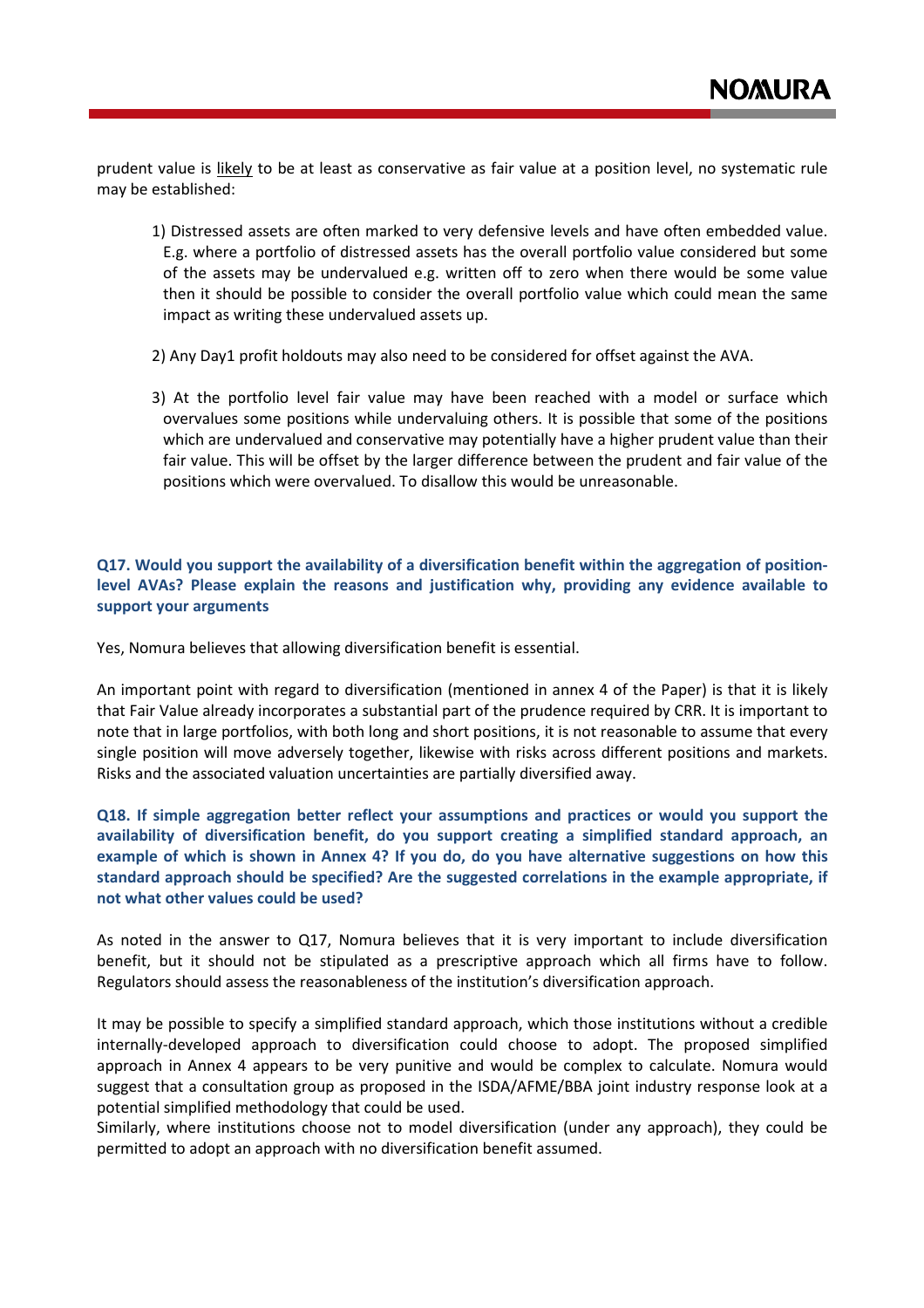prudent value is <u>likely</u> to be at least as conservative as fair value at a position level, no systematic rule may be established:

1) Distressed assets are often marked to very defensive levels and have often embedded value. E.g. where a portfolio of distressed assets has the overall portfolio value considered but some of the assets may be undervalued e.g. written off to zero when there would be some value then it should be possible to consider the overall portfolio value which could mean the same impact as writing these undervalued assets up.

2) Any Day1 profit holdouts may also need to be considered for offset against the AVA.

3) At the portfolio level fair value may have been reached with a model or surface which overvalues some positions while undervaluing others. It is possible that some of the positions which are undervalued and conservative may potentially have a higher prudent value than their fair value. This will be offset by the larger difference between the prudent and fair value of the positions which were overvalued. To disallow this would be unreasonable.

**Q17. Would you support the availability of a diversification benefit within the aggregation of position-level AVAs? Please explain the reasons and justification why, providing any evidence available to support your arguments**

Yes, Nomura believes that allowing diversification benefit is essential.

An important point with regard to diversification (mentioned in annex 4 of the Paper) is that it is likely that Fair Value already incorporates a substantial part of the prudence required by CRR. It is important to note that in large portfolios, with both long and short positions, it is not reasonable to assume that every single position will move adversely together, likewise with risks across different positions and markets. Risks and the associated valuation uncertainties are partially diversified away.

**Q18. If simple aggregation better reflect your assumptions and practices or would you support the availability of diversification benefit, do you support creating a simplified standard approach, an example of which is shown in Annex 4? If you do, do you have alternative suggestions on how this standard approach should be specified? Are the suggested correlations in the example appropriate, if not what other values could be used?**

As noted in the answer to Q17, Nomura believes that it is very important to include diversification benefit, but it should not be stipulated as a prescriptive approach which all firms have to follow. Regulators should assess the reasonableness of the institution's diversification approach.

It may be possible to specify a simplified standard approach, which those institutions without a credible internally-developed approach to diversification could choose to adopt. The proposed simplified approach in Annex 4 appears to be very punitive and would be complex to calculate. Nomura would suggest that a consultation group as proposed in the ISDA/AFME/BBA joint industry response look at a potential simplified methodology that could be used.
Similarly, where institutions choose not to model diversification (under any approach), they could be permitted to adopt an approach with no diversification benefit assumed.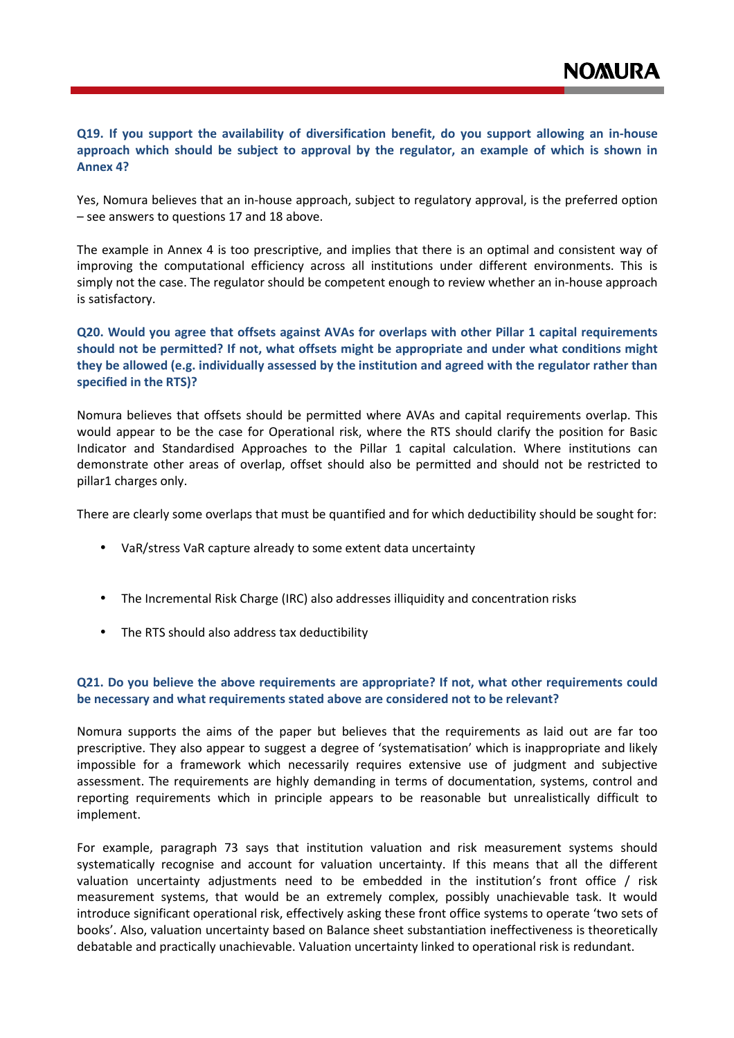**Q19. If you support the availability of diversification benefit, do you support allowing an in-house approach which should be subject to approval by the regulator, an example of which is shown in Annex 4?**

Yes, Nomura believes that an in-house approach, subject to regulatory approval, is the preferred option – see answers to questions 17 and 18 above.

The example in Annex 4 is too prescriptive, and implies that there is an optimal and consistent way of improving the computational efficiency across all institutions under different environments. This is simply not the case. The regulator should be competent enough to review whether an in-house approach is satisfactory.

**Q20. Would you agree that offsets against AVAs for overlaps with other Pillar 1 capital requirements should not be permitted? If not, what offsets might be appropriate and under what conditions might they be allowed (e.g. individually assessed by the institution and agreed with the regulator rather than specified in the RTS)?**

Nomura believes that offsets should be permitted where AVAs and capital requirements overlap. This would appear to be the case for Operational risk, where the RTS should clarify the position for Basic Indicator and Standardised Approaches to the Pillar 1 capital calculation. Where institutions can demonstrate other areas of overlap, offset should also be permitted and should not be restricted to pillar1 charges only.

There are clearly some overlaps that must be quantified and for which deductibility should be sought for:

- VaR/stress VaR capture already to some extent data uncertainty
- The Incremental Risk Charge (IRC) also addresses illiquidity and concentration risks
- The RTS should also address tax deductibility

**Q21. Do you believe the above requirements are appropriate? If not, what other requirements could be necessary and what requirements stated above are considered not to be relevant?**

Nomura supports the aims of the paper but believes that the requirements as laid out are far too prescriptive. They also appear to suggest a degree of 'systematisation' which is inappropriate and likely impossible for a framework which necessarily requires extensive use of judgment and subjective assessment. The requirements are highly demanding in terms of documentation, systems, control and reporting requirements which in principle appears to be reasonable but unrealistically difficult to implement.

For example, paragraph 73 says that institution valuation and risk measurement systems should systematically recognise and account for valuation uncertainty. If this means that all the different valuation uncertainty adjustments need to be embedded in the institution's front office / risk measurement systems, that would be an extremely complex, possibly unachievable task. It would introduce significant operational risk, effectively asking these front office systems to operate 'two sets of books'. Also, valuation uncertainty based on Balance sheet substantiation ineffectiveness is theoretically debatable and practically unachievable. Valuation uncertainty linked to operational risk is redundant.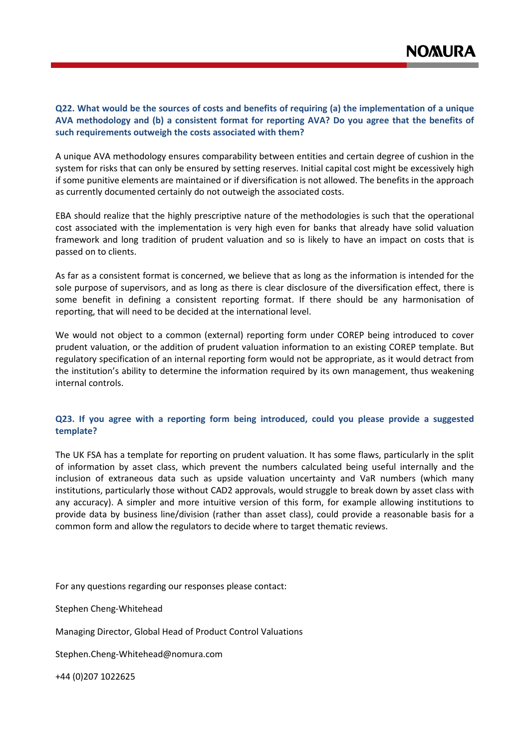**Q22. What would be the sources of costs and benefits of requiring (a) the implementation of a unique AVA methodology and (b) a consistent format for reporting AVA? Do you agree that the benefits of such requirements outweigh the costs associated with them?**

A unique AVA methodology ensures comparability between entities and certain degree of cushion in the system for risks that can only be ensured by setting reserves. Initial capital cost might be excessively high if some punitive elements are maintained or if diversification is not allowed. The benefits in the approach as currently documented certainly do not outweigh the associated costs.

EBA should realize that the highly prescriptive nature of the methodologies is such that the operational cost associated with the implementation is very high even for banks that already have solid valuation framework and long tradition of prudent valuation and so is likely to have an impact on costs that is passed on to clients.

As far as a consistent format is concerned, we believe that as long as the information is intended for the sole purpose of supervisors, and as long as there is clear disclosure of the diversification effect, there is some benefit in defining a consistent reporting format. If there should be any harmonisation of reporting, that will need to be decided at the international level.

We would not object to a common (external) reporting form under COREP being introduced to cover prudent valuation, or the addition of prudent valuation information to an existing COREP template. But regulatory specification of an internal reporting form would not be appropriate, as it would detract from the institution's ability to determine the information required by its own management, thus weakening internal controls.

**Q23. If you agree with a reporting form being introduced, could you please provide a suggested template?**

The UK FSA has a template for reporting on prudent valuation. It has some flaws, particularly in the split of information by asset class, which prevent the numbers calculated being useful internally and the inclusion of extraneous data such as upside valuation uncertainty and VaR numbers (which many institutions, particularly those without CAD2 approvals, would struggle to break down by asset class with any accuracy). A simpler and more intuitive version of this form, for example allowing institutions to provide data by business line/division (rather than asset class), could provide a reasonable basis for a common form and allow the regulators to decide where to target thematic reviews.

For any questions regarding our responses please contact:

Stephen Cheng-Whitehead

Managing Director, Global Head of Product Control Valuations

Stephen.Cheng-Whitehead@nomura.com

+44 (0)207 1022625